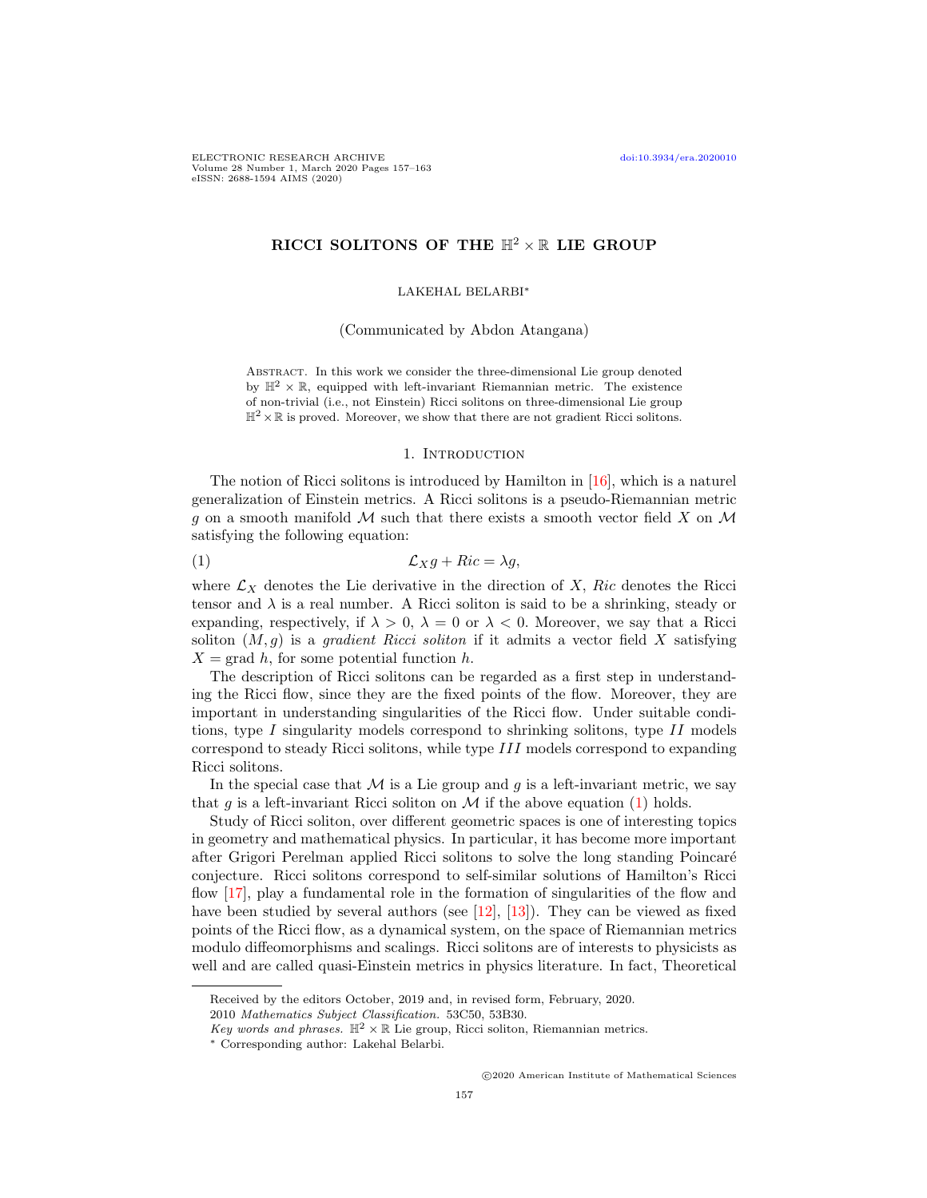# RICCI SOLITONS OF THE $\mathbb{H}^2 \times \mathbb{R}$ LIE GROUP

LAKEHAL BELARBI*

(Communicated by Abdon Atangana)

Abstract. In this work we consider the three-dimensional Lie group denoted by $\mathbb{H}^2 \times \mathbb{R}$, equipped with left-invariant Riemannian metric. The existence of non-trivial (i.e., not Einstein) Ricci solitons on three-dimensional Lie group $\mathbb{H}^2 \times \mathbb{R}$ is proved. Moreover, we show that there are not gradient Ricci solitons.

## 1. Introduction

The notion of Ricci solitons is introduced by Hamilton in [16], which is a naturel generalization of Einstein metrics. A Ricci solitons is a pseudo-Riemannian metric $g$ on a smooth manifold $\mathcal{M}$ such that there exists a smooth vector field $X$ on $\mathcal{M}$ satisfying the following equation:

$$\mathcal{L}_X g + Ric = \lambda g, \tag{1}$$

where $\mathcal{L}_X$ denotes the Lie derivative in the direction of $X$, $Ric$ denotes the Ricci tensor and $\lambda$ is a real number. A Ricci soliton is said to be a shrinking, steady or expanding, respectively, if $\lambda > 0$, $\lambda = 0$ or $\lambda < 0$. Moreover, we say that a Ricci soliton $(M, g)$ is a *gradient Ricci soliton* if it admits a vector field $X$ satisfying $X = \text{grad}\ h$, for some potential function $h$.

The description of Ricci solitons can be regarded as a first step in understanding the Ricci flow, since they are the fixed points of the flow. Moreover, they are important in understanding singularities of the Ricci flow. Under suitable conditions, type $I$ singularity models correspond to shrinking solitons, type $II$ models correspond to steady Ricci solitons, while type $III$ models correspond to expanding Ricci solitons.

In the special case that $\mathcal{M}$ is a Lie group and $g$ is a left-invariant metric, we say that $g$ is a left-invariant Ricci soliton on $\mathcal{M}$ if the above equation (1) holds.

Study of Ricci soliton, over different geometric spaces is one of interesting topics in geometry and mathematical physics. In particular, it has become more important after Grigori Perelman applied Ricci solitons to solve the long standing Poincaré conjecture. Ricci solitons correspond to self-similar solutions of Hamilton's Ricci flow [17], play a fundamental role in the formation of singularities of the flow and have been studied by several authors (see [12], [13]). They can be viewed as fixed points of the Ricci flow, as a dynamical system, on the space of Riemannian metrics modulo diffeomorphisms and scalings. Ricci solitons are of interests to physicists as well and are called quasi-Einstein metrics in physics literature. In fact, Theoretical

---

Received by the editors October, 2019 and, in revised form, February, 2020.

2010 *Mathematics Subject Classification.* 53C50, 53B30.

*Key words and phrases.* $\mathbb{H}^2 \times \mathbb{R}$ Lie group, Ricci soliton, Riemannian metrics.

* Corresponding author: Lakehal Belarbi.

©2020 American Institute of Mathematical Sciences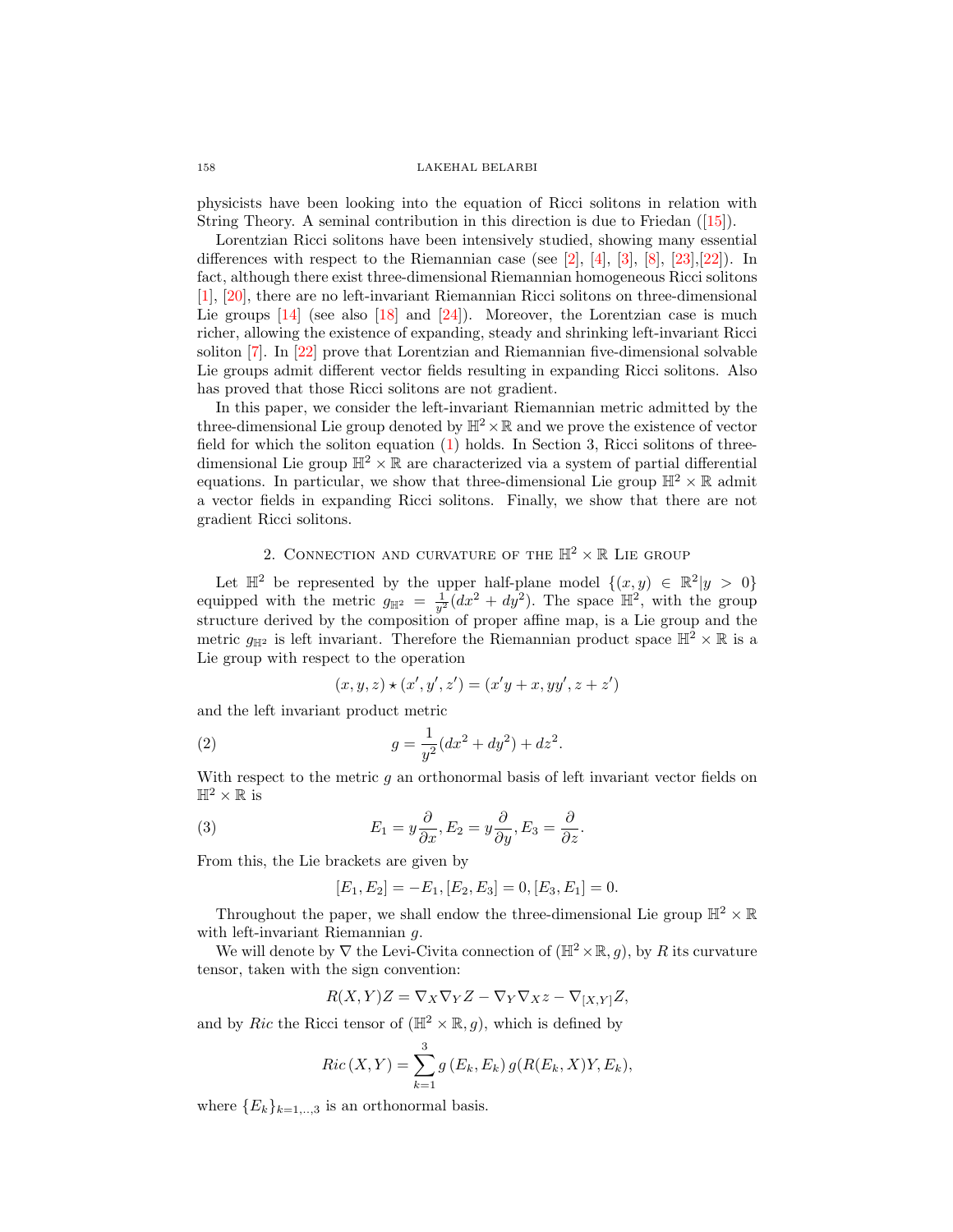physicists have been looking into the equation of Ricci solitons in relation with String Theory. A seminal contribution in this direction is due to Friedan ([15]).

Lorentzian Ricci solitons have been intensively studied, showing many essential differences with respect to the Riemannian case (see [2], [4], [3], [8], [23],[22]). In fact, although there exist three-dimensional Riemannian homogeneous Ricci solitons [1], [20], there are no left-invariant Riemannian Ricci solitons on three-dimensional Lie groups [14] (see also [18] and [24]). Moreover, the Lorentzian case is much richer, allowing the existence of expanding, steady and shrinking left-invariant Ricci soliton [7]. In [22] prove that Lorentzian and Riemannian five-dimensional solvable Lie groups admit different vector fields resulting in expanding Ricci solitons. Also has proved that those Ricci solitons are not gradient.

In this paper, we consider the left-invariant Riemannian metric admitted by the three-dimensional Lie group denoted by $\mathbb{H}^2 \times \mathbb{R}$ and we prove the existence of vector field for which the soliton equation (1) holds. In Section 3, Ricci solitons of three-dimensional Lie group $\mathbb{H}^2 \times \mathbb{R}$ are characterized via a system of partial differential equations. In particular, we show that three-dimensional Lie group $\mathbb{H}^2 \times \mathbb{R}$ admit a vector fields in expanding Ricci solitons. Finally, we show that there are not gradient Ricci solitons.

## 2. Connection and curvature of the $\mathbb{H}^2 \times \mathbb{R}$ Lie group

Let $\mathbb{H}^2$ be represented by the upper half-plane model $\{(x, y) \in \mathbb{R}^2 | y > 0\}$ equipped with the metric $g_{\mathbb{H}^2} = \frac{1}{y^2}(dx^2 + dy^2)$. The space $\mathbb{H}^2$, with the group structure derived by the composition of proper affine map, is a Lie group and the metric $g_{\mathbb{H}^2}$ is left invariant. Therefore the Riemannian product space $\mathbb{H}^2 \times \mathbb{R}$ is a Lie group with respect to the operation

$$(x, y, z) \star (x', y', z') = (x'y + x, yy', z + z')$$

and the left invariant product metric

$$g = \frac{1}{y^2}(dx^2 + dy^2) + dz^2. \tag{2}$$

With respect to the metric $g$ an orthonormal basis of left invariant vector fields on $\mathbb{H}^2 \times \mathbb{R}$ is

$$E_1 = y\frac{\partial}{\partial x}, E_2 = y\frac{\partial}{\partial y}, E_3 = \frac{\partial}{\partial z}. \tag{3}$$

From this, the Lie brackets are given by

$$[E_1, E_2] = -E_1, [E_2, E_3] = 0, [E_3, E_1] = 0.$$

Throughout the paper, we shall endow the three-dimensional Lie group $\mathbb{H}^2 \times \mathbb{R}$ with left-invariant Riemannian $g$.

We will denote by $\nabla$ the Levi-Civita connection of $(\mathbb{H}^2 \times \mathbb{R}, g)$, by $R$ its curvature tensor, taken with the sign convention:

$$R(X, Y)Z = \nabla_X \nabla_Y Z - \nabla_Y \nabla_X z - \nabla_{[X,Y]}Z,$$

and by $Ric$ the Ricci tensor of $(\mathbb{H}^2 \times \mathbb{R}, g)$, which is defined by

$$Ric\,(X, Y) = \sum_{k=1}^{3} g\,(E_k, E_k)\, g(R(E_k, X)Y, E_k),$$

where $\{E_k\}_{k=1,..,3}$ is an orthonormal basis.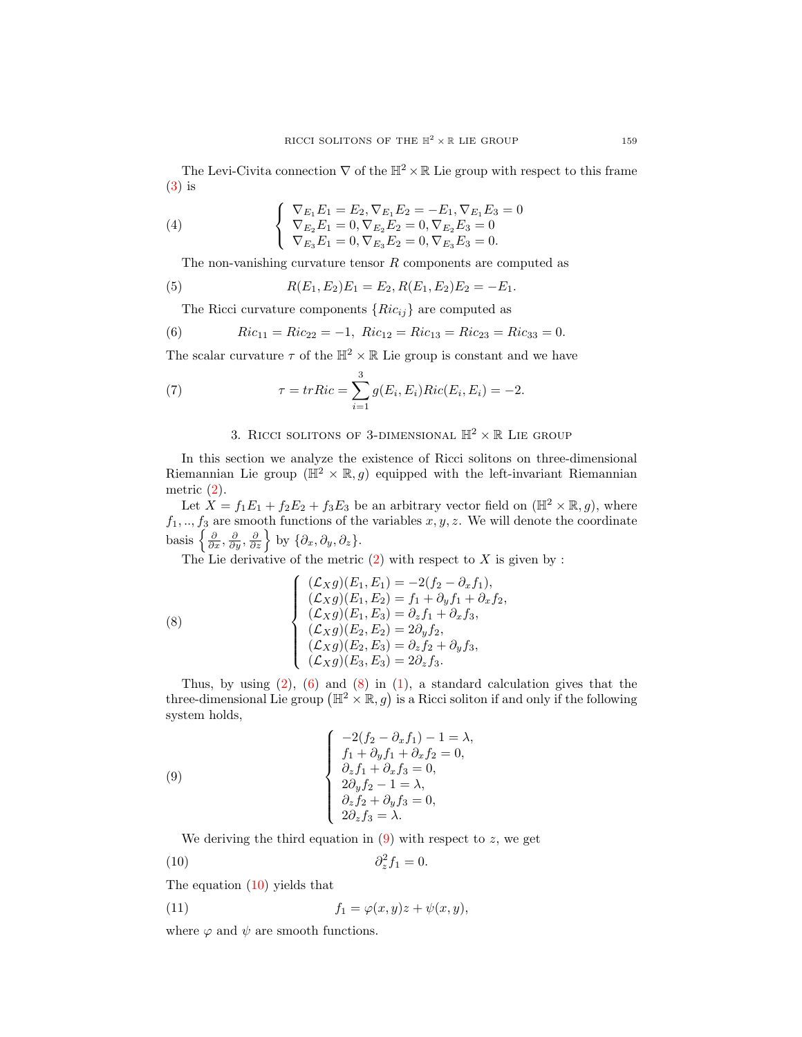The Levi-Civita connection $\nabla$ of the $\mathbb{H}^2 \times \mathbb{R}$ Lie group with respect to this frame (3) is

$$
\left\{
\begin{array}{l}
\nabla_{E_1} E_1 = E_2, \nabla_{E_1} E_2 = -E_1, \nabla_{E_1} E_3 = 0 \\
\nabla_{E_2} E_1 = 0, \nabla_{E_2} E_2 = 0, \nabla_{E_2} E_3 = 0 \\
\nabla_{E_3} E_1 = 0, \nabla_{E_3} E_2 = 0, \nabla_{E_3} E_3 = 0.
\end{array}
\right. \tag{4}
$$

The non-vanishing curvature tensor $R$ components are computed as

$$
R(E_1, E_2)E_1 = E_2, R(E_1, E_2)E_2 = -E_1. \tag{5}
$$

The Ricci curvature components $\{Ric_{ij}\}$ are computed as

$$
Ric_{11} = Ric_{22} = -1, \; Ric_{12} = Ric_{13} = Ric_{23} = Ric_{33} = 0. \tag{6}
$$

The scalar curvature $\tau$ of the $\mathbb{H}^2 \times \mathbb{R}$ Lie group is constant and we have

$$
\tau = tr Ric = \sum_{i=1}^{3} g(E_i, E_i) Ric(E_i, E_i) = -2. \tag{7}
$$

## 3. Ricci solitons of 3-dimensional $\mathbb{H}^2 \times \mathbb{R}$ Lie group

In this section we analyze the existence of Ricci solitons on three-dimensional Riemannian Lie group $(\mathbb{H}^2 \times \mathbb{R}, g)$ equipped with the left-invariant Riemannian metric (2).

Let $X = f_1 E_1 + f_2 E_2 + f_3 E_3$ be an arbitrary vector field on $(\mathbb{H}^2 \times \mathbb{R}, g)$, where $f_1, .., f_3$ are smooth functions of the variables $x, y, z$. We will denote the coordinate basis $\left\{ \frac{\partial}{\partial x}, \frac{\partial}{\partial y}, \frac{\partial}{\partial z} \right\}$ by $\{\partial_x, \partial_y, \partial_z\}$.

The Lie derivative of the metric (2) with respect to $X$ is given by :

$$
\left\{
\begin{array}{l}
(\mathcal{L}_X g)(E_1, E_1) = -2(f_2 - \partial_x f_1), \\
(\mathcal{L}_X g)(E_1, E_2) = f_1 + \partial_y f_1 + \partial_x f_2, \\
(\mathcal{L}_X g)(E_1, E_3) = \partial_z f_1 + \partial_x f_3, \\
(\mathcal{L}_X g)(E_2, E_2) = 2\partial_y f_2, \\
(\mathcal{L}_X g)(E_2, E_3) = \partial_z f_2 + \partial_y f_3, \\
(\mathcal{L}_X g)(E_3, E_3) = 2\partial_z f_3.
\end{array}
\right. \tag{8}
$$

Thus, by using (2), (6) and (8) in (1), a standard calculation gives that the three-dimensional Lie group $\left(\mathbb{H}^2 \times \mathbb{R}, g\right)$ is a Ricci soliton if and only if the following system holds,

$$
\left\{
\begin{array}{l}
-2(f_2 - \partial_x f_1) - 1 = \lambda, \\
f_1 + \partial_y f_1 + \partial_x f_2 = 0, \\
\partial_z f_1 + \partial_x f_3 = 0, \\
2\partial_y f_2 - 1 = \lambda, \\
\partial_z f_2 + \partial_y f_3 = 0, \\
2\partial_z f_3 = \lambda.
\end{array}
\right. \tag{9}
$$

We deriving the third equation in (9) with respect to $z$, we get

$$
\partial_z^2 f_1 = 0. \tag{10}
$$

The equation (10) yields that

$$
f_1 = \varphi(x, y) z + \psi(x, y), \tag{11}
$$

where $\varphi$ and $\psi$ are smooth functions.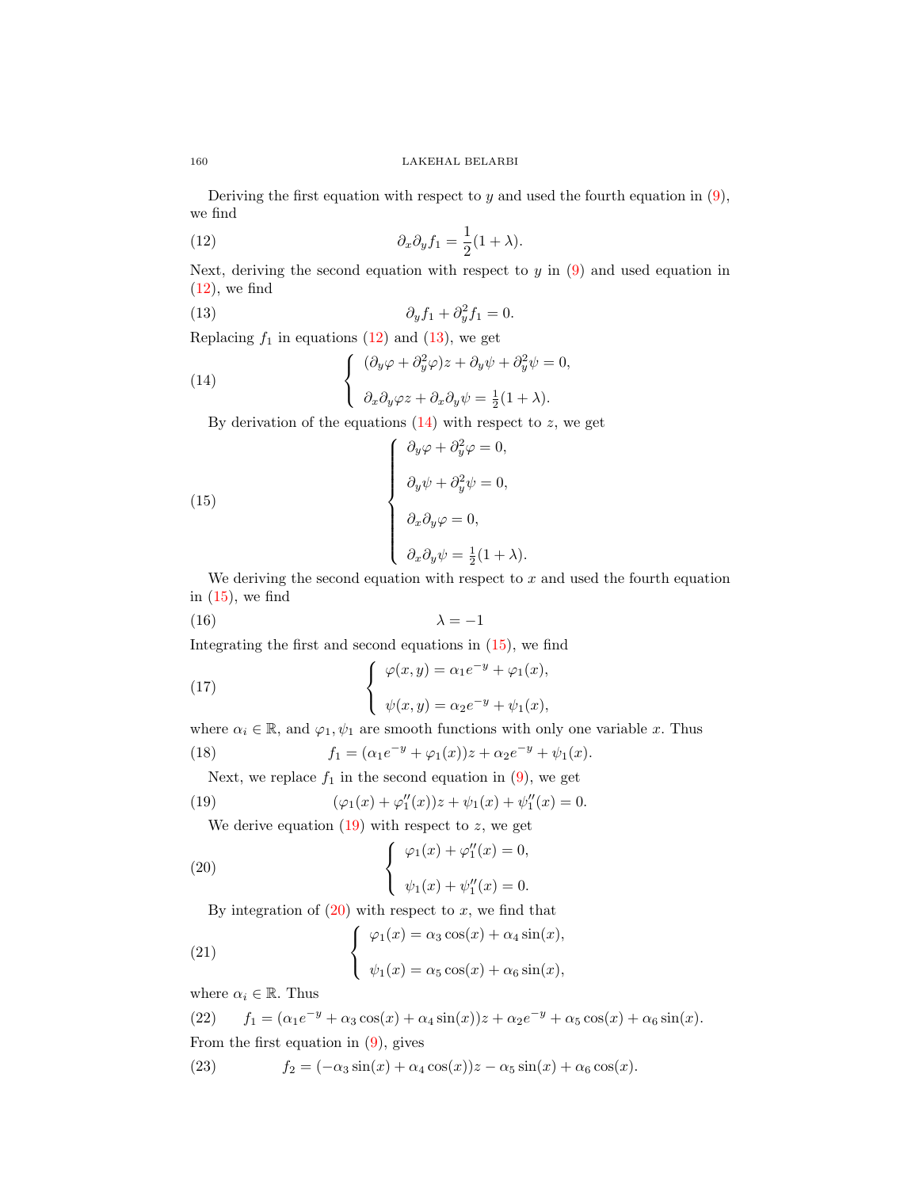Deriving the first equation with respect to $y$ and used the fourth equation in (9), we find

$$\partial_x \partial_y f_1 = \frac{1}{2}(1+\lambda). \tag{12}$$

Next, deriving the second equation with respect to $y$ in (9) and used equation in (12), we find

$$\partial_y f_1 + \partial_y^2 f_1 = 0. \tag{13}$$

Replacing $f_1$ in equations (12) and (13), we get

$$\begin{cases} (\partial_y \varphi + \partial_y^2 \varphi)z + \partial_y \psi + \partial_y^2 \psi = 0, \\ \partial_x \partial_y \varphi z + \partial_x \partial_y \psi = \frac{1}{2}(1+\lambda). \end{cases} \tag{14}$$

By derivation of the equations (14) with respect to $z$, we get

$$\begin{cases} \partial_y \varphi + \partial_y^2 \varphi = 0, \\ \partial_y \psi + \partial_y^2 \psi = 0, \\ \partial_x \partial_y \varphi = 0, \\ \partial_x \partial_y \psi = \frac{1}{2}(1+\lambda). \end{cases} \tag{15}$$

We deriving the second equation with respect to $x$ and used the fourth equation in (15), we find

$$\lambda = -1 \tag{16}$$

Integrating the first and second equations in (15), we find

$$\begin{cases} \varphi(x,y) = \alpha_1 e^{-y} + \varphi_1(x), \\ \psi(x,y) = \alpha_2 e^{-y} + \psi_1(x), \end{cases} \tag{17}$$

where $\alpha_i \in \mathbb{R}$, and $\varphi_1, \psi_1$ are smooth functions with only one variable $x$. Thus

$$f_1 = (\alpha_1 e^{-y} + \varphi_1(x))z + \alpha_2 e^{-y} + \psi_1(x). \tag{18}$$

Next, we replace $f_1$ in the second equation in (9), we get

$$(\varphi_1(x) + \varphi_1''(x))z + \psi_1(x) + \psi_1''(x) = 0. \tag{19}$$

We derive equation (19) with respect to $z$, we get

$$\begin{cases} \varphi_1(x) + \varphi_1''(x) = 0, \\ \psi_1(x) + \psi_1''(x) = 0. \end{cases} \tag{20}$$

By integration of (20) with respect to $x$, we find that

$$\begin{cases} \varphi_1(x) = \alpha_3 \cos(x) + \alpha_4 \sin(x), \\ \psi_1(x) = \alpha_5 \cos(x) + \alpha_6 \sin(x), \end{cases} \tag{21}$$

where $\alpha_i \in \mathbb{R}$. Thus

$$f_1 = (\alpha_1 e^{-y} + \alpha_3 \cos(x) + \alpha_4 \sin(x))z + \alpha_2 e^{-y} + \alpha_5 \cos(x) + \alpha_6 \sin(x). \tag{22}$$

From the first equation in (9), gives

$$f_2 = (-\alpha_3 \sin(x) + \alpha_4 \cos(x))z - \alpha_5 \sin(x) + \alpha_6 \cos(x). \tag{23}$$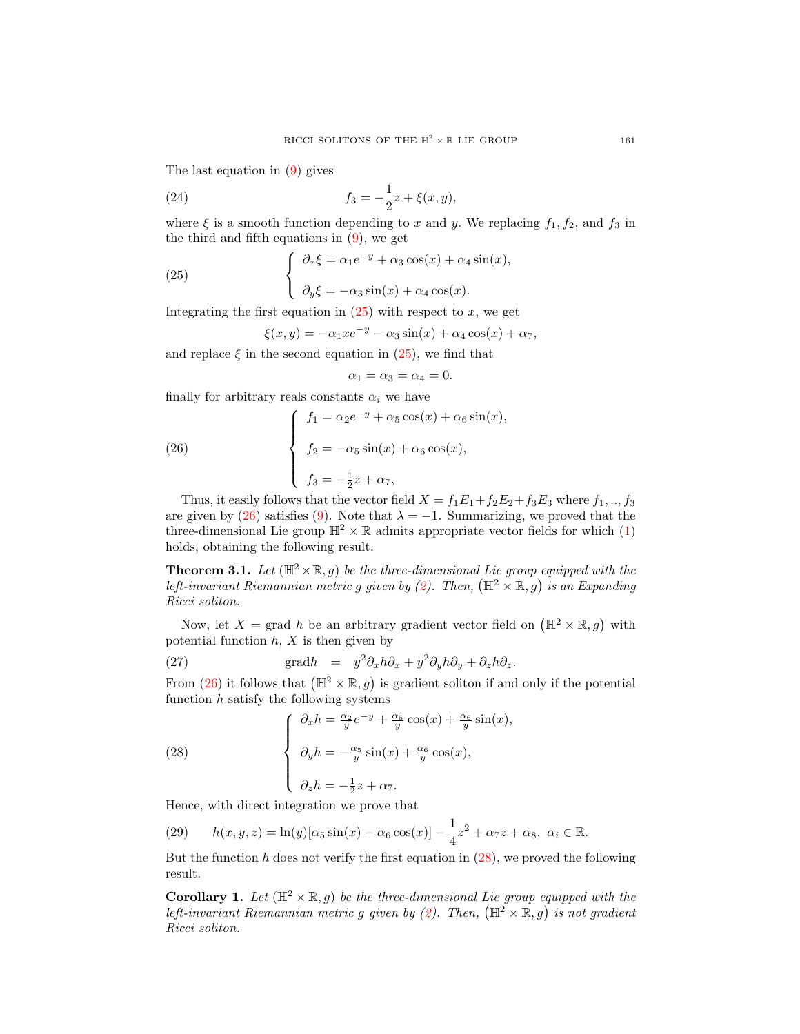The last equation in (9) gives

$$f_3 = -\frac{1}{2}z + \xi(x,y), \tag{24}$$

where $\xi$ is a smooth function depending to $x$ and $y$. We replacing $f_1, f_2$, and $f_3$ in the third and fifth equations in (9), we get

$$\begin{cases} \partial_x \xi = \alpha_1 e^{-y} + \alpha_3 \cos(x) + \alpha_4 \sin(x), \\ \\ \partial_y \xi = -\alpha_3 \sin(x) + \alpha_4 \cos(x). \end{cases} \tag{25}$$

Integrating the first equation in (25) with respect to $x$, we get

$$\xi(x,y) = -\alpha_1 x e^{-y} - \alpha_3 \sin(x) + \alpha_4 \cos(x) + \alpha_7,$$

and replace $\xi$ in the second equation in (25), we find that

$$\alpha_1 = \alpha_3 = \alpha_4 = 0.$$

finally for arbitrary reals constants $\alpha_i$ we have

$$\begin{cases} f_1 = \alpha_2 e^{-y} + \alpha_5 \cos(x) + \alpha_6 \sin(x), \\ \\ f_2 = -\alpha_5 \sin(x) + \alpha_6 \cos(x), \\ \\ f_3 = -\frac{1}{2}z + \alpha_7, \end{cases} \tag{26}$$

Thus, it easily follows that the vector field $X = f_1 E_1 + f_2 E_2 + f_3 E_3$ where $f_1, .., f_3$ are given by (26) satisfies (9). Note that $\lambda = -1$. Summarizing, we proved that the three-dimensional Lie group $\mathbb{H}^2 \times \mathbb{R}$ admits appropriate vector fields for which (1) holds, obtaining the following result.

**Theorem 3.1.** *Let $(\mathbb{H}^2 \times \mathbb{R}, g)$ be the three-dimensional Lie group equipped with the left-invariant Riemannian metric $g$ given by (2). Then, $(\mathbb{H}^2 \times \mathbb{R}, g)$ is an Expanding Ricci soliton.*

Now, let $X = \operatorname{grad} h$ be an arbitrary gradient vector field on $(\mathbb{H}^2 \times \mathbb{R}, g)$ with potential function $h$, $X$ is then given by

$$\operatorname{grad} h \;\; = \;\; y^2 \partial_x h \partial_x + y^2 \partial_y h \partial_y + \partial_z h \partial_z. \tag{27}$$

From (26) it follows that $(\mathbb{H}^2 \times \mathbb{R}, g)$ is gradient soliton if and only if the potential function $h$ satisfy the following systems

$$\begin{cases} \partial_x h = \frac{\alpha_2}{y} e^{-y} + \frac{\alpha_5}{y} \cos(x) + \frac{\alpha_6}{y} \sin(x), \\ \\ \partial_y h = -\frac{\alpha_5}{y} \sin(x) + \frac{\alpha_6}{y} \cos(x), \\ \\ \partial_z h = -\frac{1}{2}z + \alpha_7. \end{cases} \tag{28}$$

Hence, with direct integration we prove that

$$h(x,y,z) = \ln(y)[\alpha_5 \sin(x) - \alpha_6 \cos(x)] - \frac{1}{4}z^2 + \alpha_7 z + \alpha_8, \;\; \alpha_i \in \mathbb{R}. \tag{29}$$

But the function $h$ does not verify the first equation in (28), we proved the following result.

**Corollary 1.** *Let $(\mathbb{H}^2 \times \mathbb{R}, g)$ be the three-dimensional Lie group equipped with the left-invariant Riemannian metric $g$ given by (2). Then, $(\mathbb{H}^2 \times \mathbb{R}, g)$ is not gradient Ricci soliton.*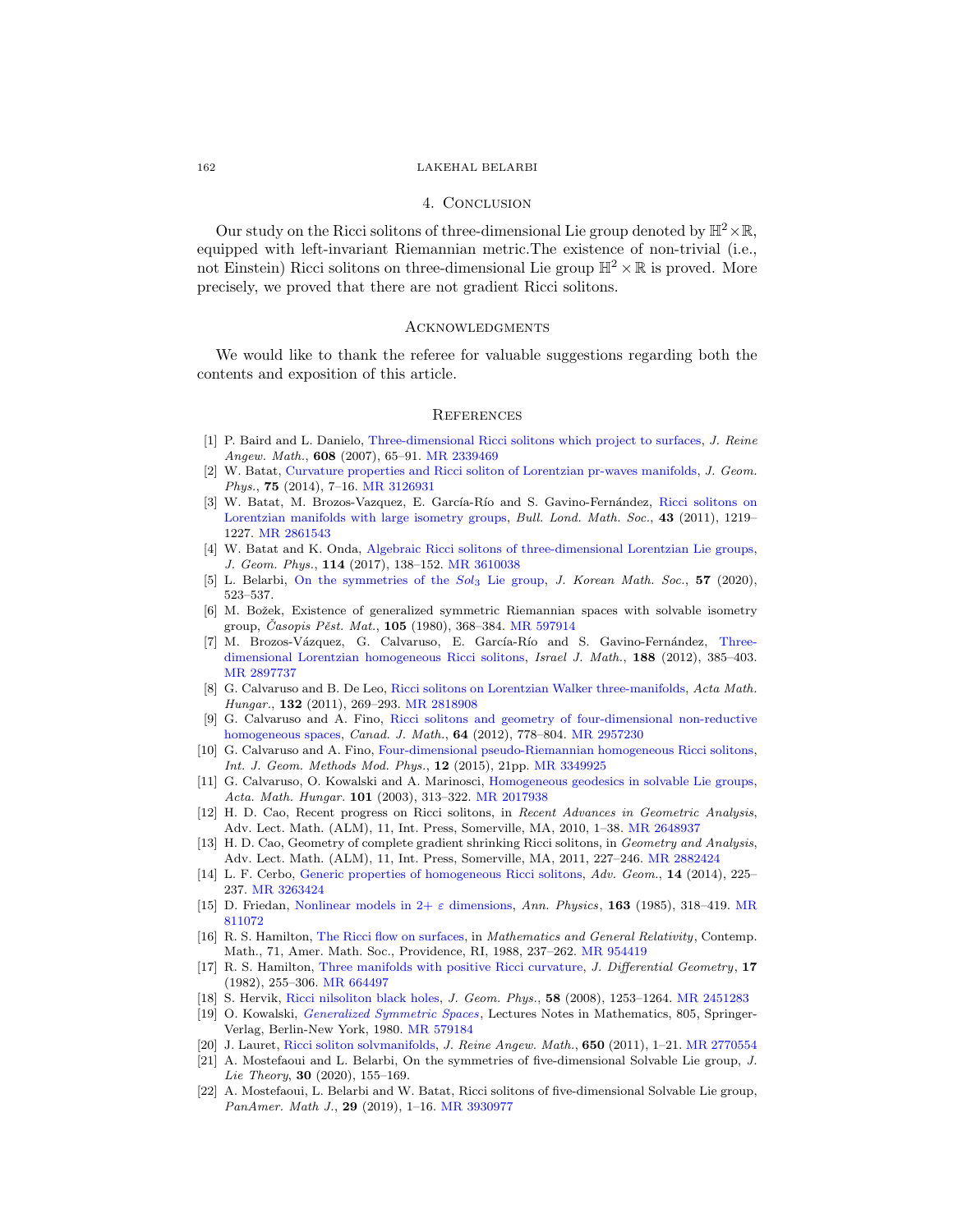## 4. Conclusion

Our study on the Ricci solitons of three-dimensional Lie group denoted by $\mathbb{H}^2 \times \mathbb{R}$, equipped with left-invariant Riemannian metric.The existence of non-trivial (i.e., not Einstein) Ricci solitons on three-dimensional Lie group $\mathbb{H}^2 \times \mathbb{R}$ is proved. More precisely, we proved that there are not gradient Ricci solitons.

## Acknowledgments

We would like to thank the referee for valuable suggestions regarding both the contents and exposition of this article.

## References

[1] P. Baird and L. Danielo, Three-dimensional Ricci solitons which project to surfaces, *J. Reine Angew. Math.*, **608** (2007), 65–91. MR 2339469

[2] W. Batat, Curvature properties and Ricci soliton of Lorentzian pr-waves manifolds, *J. Geom. Phys.*, **75** (2014), 7–16. MR 3126931

[3] W. Batat, M. Brozos-Vazquez, E. García-Río and S. Gavino-Fernández, Ricci solitons on Lorentzian manifolds with large isometry groups, *Bull. Lond. Math. Soc.*, **43** (2011), 1219–1227. MR 2861543

[4] W. Batat and K. Onda, Algebraic Ricci solitons of three-dimensional Lorentzian Lie groups, *J. Geom. Phys.*, **114** (2017), 138–152. MR 3610038

[5] L. Belarbi, On the symmetries of the $Sol_3$ Lie group, *J. Korean Math. Soc.*, **57** (2020), 523–537.

[6] M. Božek, Existence of generalized symmetric Riemannian spaces with solvable isometry group, *Časopis Pěst. Mat.*, **105** (1980), 368–384. MR 597914

[7] M. Brozos-Vázquez, G. Calvaruso, E. García-Río and S. Gavino-Fernández, Three-dimensional Lorentzian homogeneous Ricci solitons, *Israel J. Math.*, **188** (2012), 385–403. MR 2897737

[8] G. Calvaruso and B. De Leo, Ricci solitons on Lorentzian Walker three-manifolds, *Acta Math. Hungar.*, **132** (2011), 269–293. MR 2818908

[9] G. Calvaruso and A. Fino, Ricci solitons and geometry of four-dimensional non-reductive homogeneous spaces, *Canad. J. Math.*, **64** (2012), 778–804. MR 2957230

[10] G. Calvaruso and A. Fino, Four-dimensional pseudo-Riemannian homogeneous Ricci solitons, *Int. J. Geom. Methods Mod. Phys.*, **12** (2015), 21pp. MR 3349925

[11] G. Calvaruso, O. Kowalski and A. Marinosci, Homogeneous geodesics in solvable Lie groups, *Acta. Math. Hungar.* **101** (2003), 313–322. MR 2017938

[12] H. D. Cao, Recent progress on Ricci solitons, in *Recent Advances in Geometric Analysis*, Adv. Lect. Math. (ALM), 11, Int. Press, Somerville, MA, 2010, 1–38. MR 2648937

[13] H. D. Cao, Geometry of complete gradient shrinking Ricci solitons, in *Geometry and Analysis*, Adv. Lect. Math. (ALM), 11, Int. Press, Somerville, MA, 2011, 227–246. MR 2882424

[14] L. F. Cerbo, Generic properties of homogeneous Ricci solitons, *Adv. Geom.*, **14** (2014), 225–237. MR 3263424

[15] D. Friedan, Nonlinear models in 2+ $\varepsilon$ dimensions, *Ann. Physics*, **163** (1985), 318–419. MR 811072

[16] R. S. Hamilton, The Ricci flow on surfaces, in *Mathematics and General Relativity*, Contemp. Math., 71, Amer. Math. Soc., Providence, RI, 1988, 237–262. MR 954419

[17] R. S. Hamilton, Three manifolds with positive Ricci curvature, *J. Differential Geometry*, **17** (1982), 255–306. MR 664497

[18] S. Hervik, Ricci nilsoliton black holes, *J. Geom. Phys.*, **58** (2008), 1253–1264. MR 2451283

[19] O. Kowalski, *Generalized Symmetric Spaces*, Lectures Notes in Mathematics, 805, Springer-Verlag, Berlin-New York, 1980. MR 579184

[20] J. Lauret, Ricci soliton solvmanifolds, *J. Reine Angew. Math.*, **650** (2011), 1–21. MR 2770554

[21] A. Mostefaoui and L. Belarbi, On the symmetries of five-dimensional Solvable Lie group, *J. Lie Theory*, **30** (2020), 155–169.

[22] A. Mostefaoui, L. Belarbi and W. Batat, Ricci solitons of five-dimensional Solvable Lie group, *PanAmer. Math J.*, **29** (2019), 1–16. MR 3930977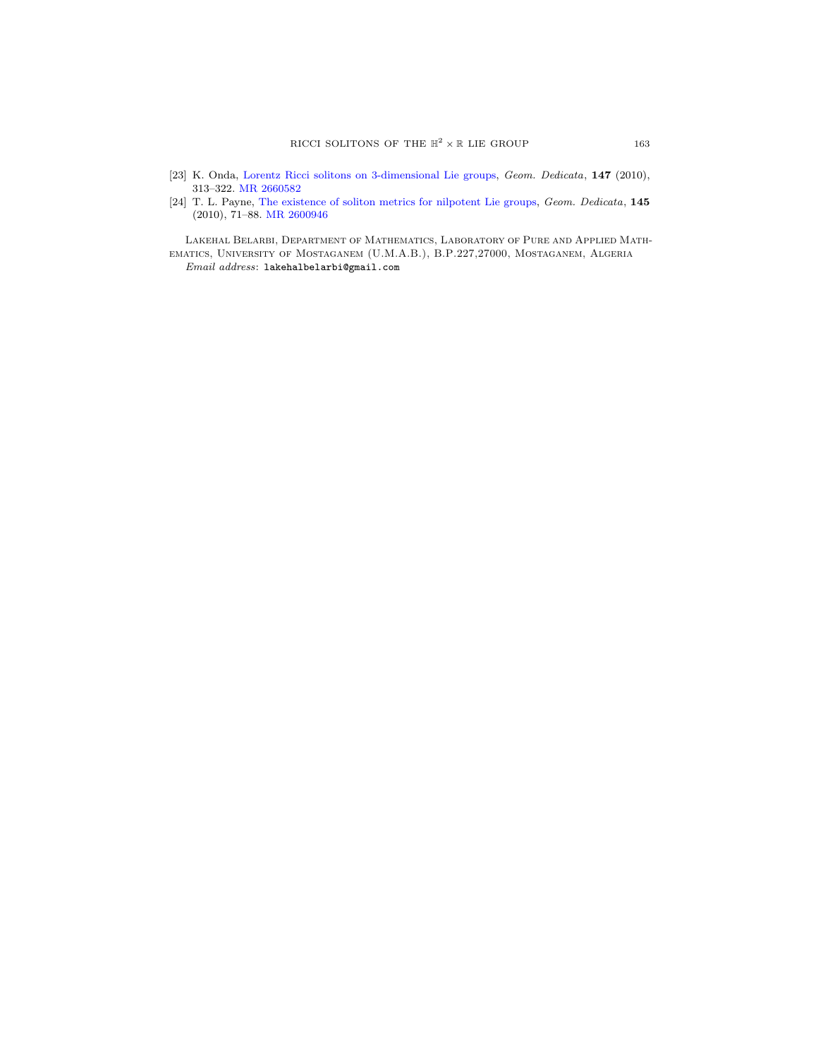[23] K. Onda, Lorentz Ricci solitons on 3-dimensional Lie groups, *Geom. Dedicata*, **147** (2010), 313–322. MR 2660582

[24] T. L. Payne, The existence of soliton metrics for nilpotent Lie groups, *Geom. Dedicata*, **145** (2010), 71–88. MR 2600946

Lakehal Belarbi, Department of Mathematics, Laboratory of Pure and Applied Mathematics, University of Mostaganem (U.M.A.B.), B.P.227,27000, Mostaganem, Algeria
*Email address*: `lakehalbelarbi@gmail.com`